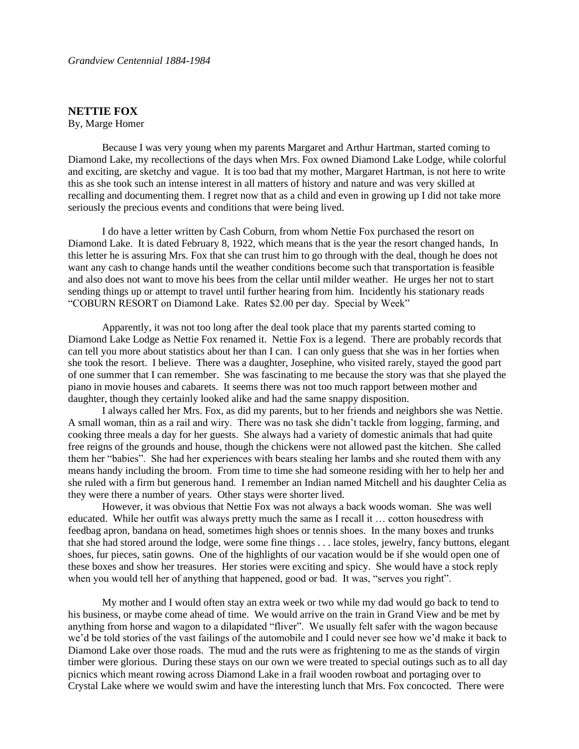*Grandview Centennial 1884-1984*

## NETTIE FOX

By, Marge Homer

Because I was very young when my parents Margaret and Arthur Hartman, started coming to Diamond Lake, my recollections of the days when Mrs. Fox owned Diamond Lake Lodge, while colorful and exciting, are sketchy and vague. It is too bad that my mother, Margaret Hartman, is not here to write this as she took such an intense interest in all matters of history and nature and was very skilled at recalling and documenting them. I regret now that as a child and even in growing up I did not take more seriously the precious events and conditions that were being lived.

I do have a letter written by Cash Coburn, from whom Nettie Fox purchased the resort on Diamond Lake. It is dated February 8, 1922, which means that is the year the resort changed hands, In this letter he is assuring Mrs. Fox that she can trust him to go through with the deal, though he does not want any cash to change hands until the weather conditions become such that transportation is feasible and also does not want to move his bees from the cellar until milder weather. He urges her not to start sending things up or attempt to travel until further hearing from him. Incidently his stationary reads "COBURN RESORT on Diamond Lake. Rates $2.00 per day. Special by Week"

Apparently, it was not too long after the deal took place that my parents started coming to Diamond Lake Lodge as Nettie Fox renamed it. Nettie Fox is a legend. There are probably records that can tell you more about statistics about her than I can. I can only guess that she was in her forties when she took the resort. I believe. There was a daughter, Josephine, who visited rarely, stayed the good part of one summer that I can remember. She was fascinating to me because the story was that she played the piano in movie houses and cabarets. It seems there was not too much rapport between mother and daughter, though they certainly looked alike and had the same snappy disposition.

I always called her Mrs. Fox, as did my parents, but to her friends and neighbors she was Nettie. A small woman, thin as a rail and wiry. There was no task she didn't tackle from logging, farming, and cooking three meals a day for her guests. She always had a variety of domestic animals that had quite free reigns of the grounds and house, though the chickens were not allowed past the kitchen. She called them her "babies". She had her experiences with bears stealing her lambs and she routed them with any means handy including the broom. From time to time she had someone residing with her to help her and she ruled with a firm but generous hand. I remember an Indian named Mitchell and his daughter Celia as they were there a number of years. Other stays were shorter lived.

However, it was obvious that Nettie Fox was not always a back woods woman. She was well educated. While her outfit was always pretty much the same as I recall it … cotton housedress with feedbag apron, bandana on head, sometimes high shoes or tennis shoes. In the many boxes and trunks that she had stored around the lodge, were some fine things . . . lace stoles, jewelry, fancy buttons, elegant shoes, fur pieces, satin gowns. One of the highlights of our vacation would be if she would open one of these boxes and show her treasures. Her stories were exciting and spicy. She would have a stock reply when you would tell her of anything that happened, good or bad. It was, "serves you right".

My mother and I would often stay an extra week or two while my dad would go back to tend to his business, or maybe come ahead of time. We would arrive on the train in Grand View and be met by anything from horse and wagon to a dilapidated "fliver". We usually felt safer with the wagon because we'd be told stories of the vast failings of the automobile and I could never see how we'd make it back to Diamond Lake over those roads. The mud and the ruts were as frightening to me as the stands of virgin timber were glorious. During these stays on our own we were treated to special outings such as to all day picnics which meant rowing across Diamond Lake in a frail wooden rowboat and portaging over to Crystal Lake where we would swim and have the interesting lunch that Mrs. Fox concocted. There were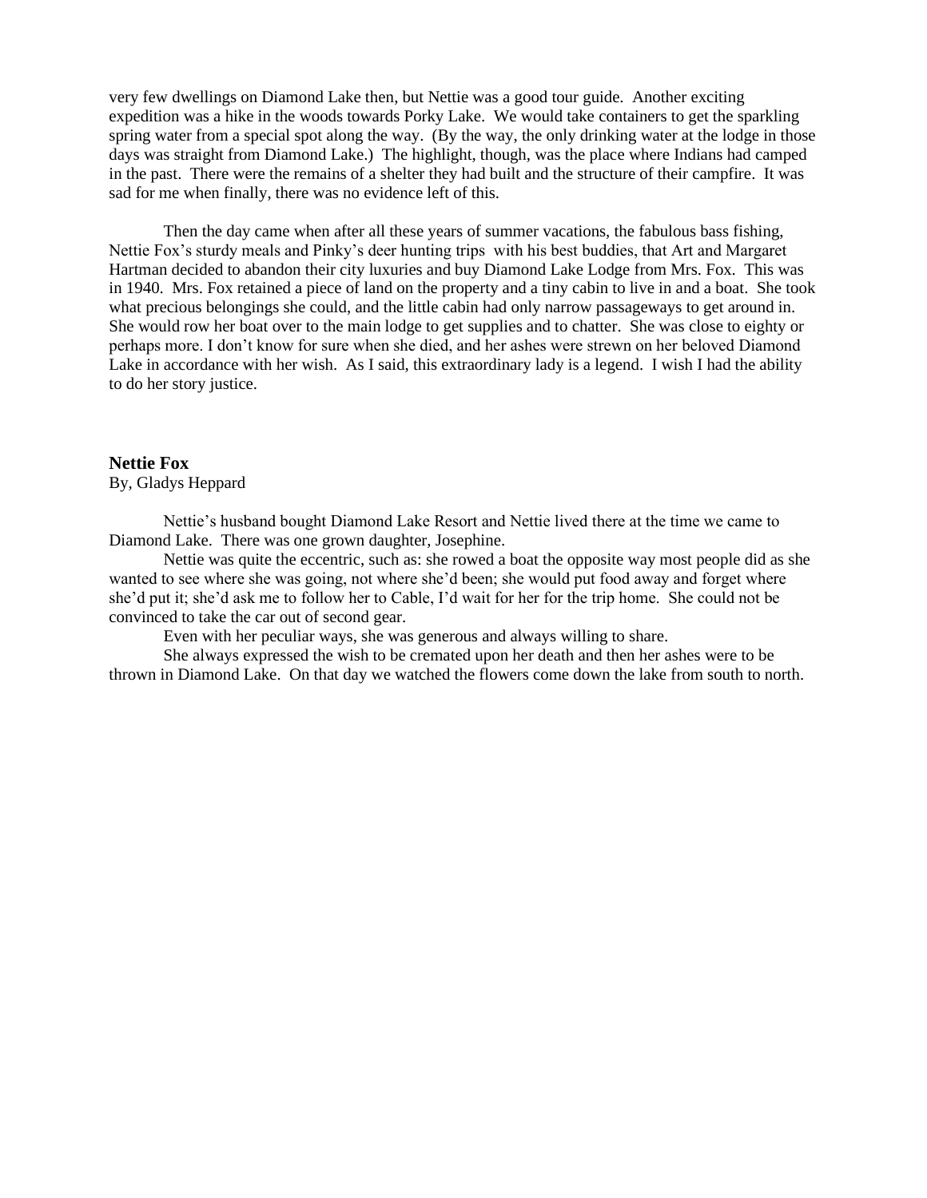very few dwellings on Diamond Lake then, but Nettie was a good tour guide. Another exciting expedition was a hike in the woods towards Porky Lake. We would take containers to get the sparkling spring water from a special spot along the way. (By the way, the only drinking water at the lodge in those days was straight from Diamond Lake.) The highlight, though, was the place where Indians had camped in the past. There were the remains of a shelter they had built and the structure of their campfire. It was sad for me when finally, there was no evidence left of this.

Then the day came when after all these years of summer vacations, the fabulous bass fishing, Nettie Fox's sturdy meals and Pinky's deer hunting trips with his best buddies, that Art and Margaret Hartman decided to abandon their city luxuries and buy Diamond Lake Lodge from Mrs. Fox. This was in 1940. Mrs. Fox retained a piece of land on the property and a tiny cabin to live in and a boat. She took what precious belongings she could, and the little cabin had only narrow passageways to get around in. She would row her boat over to the main lodge to get supplies and to chatter. She was close to eighty or perhaps more. I don't know for sure when she died, and her ashes were strewn on her beloved Diamond Lake in accordance with her wish. As I said, this extraordinary lady is a legend. I wish I had the ability to do her story justice.

### Nettie Fox

By, Gladys Heppard

Nettie's husband bought Diamond Lake Resort and Nettie lived there at the time we came to Diamond Lake. There was one grown daughter, Josephine.

Nettie was quite the eccentric, such as: she rowed a boat the opposite way most people did as she wanted to see where she was going, not where she'd been; she would put food away and forget where she'd put it; she'd ask me to follow her to Cable, I'd wait for her for the trip home. She could not be convinced to take the car out of second gear.

Even with her peculiar ways, she was generous and always willing to share.

She always expressed the wish to be cremated upon her death and then her ashes were to be thrown in Diamond Lake. On that day we watched the flowers come down the lake from south to north.